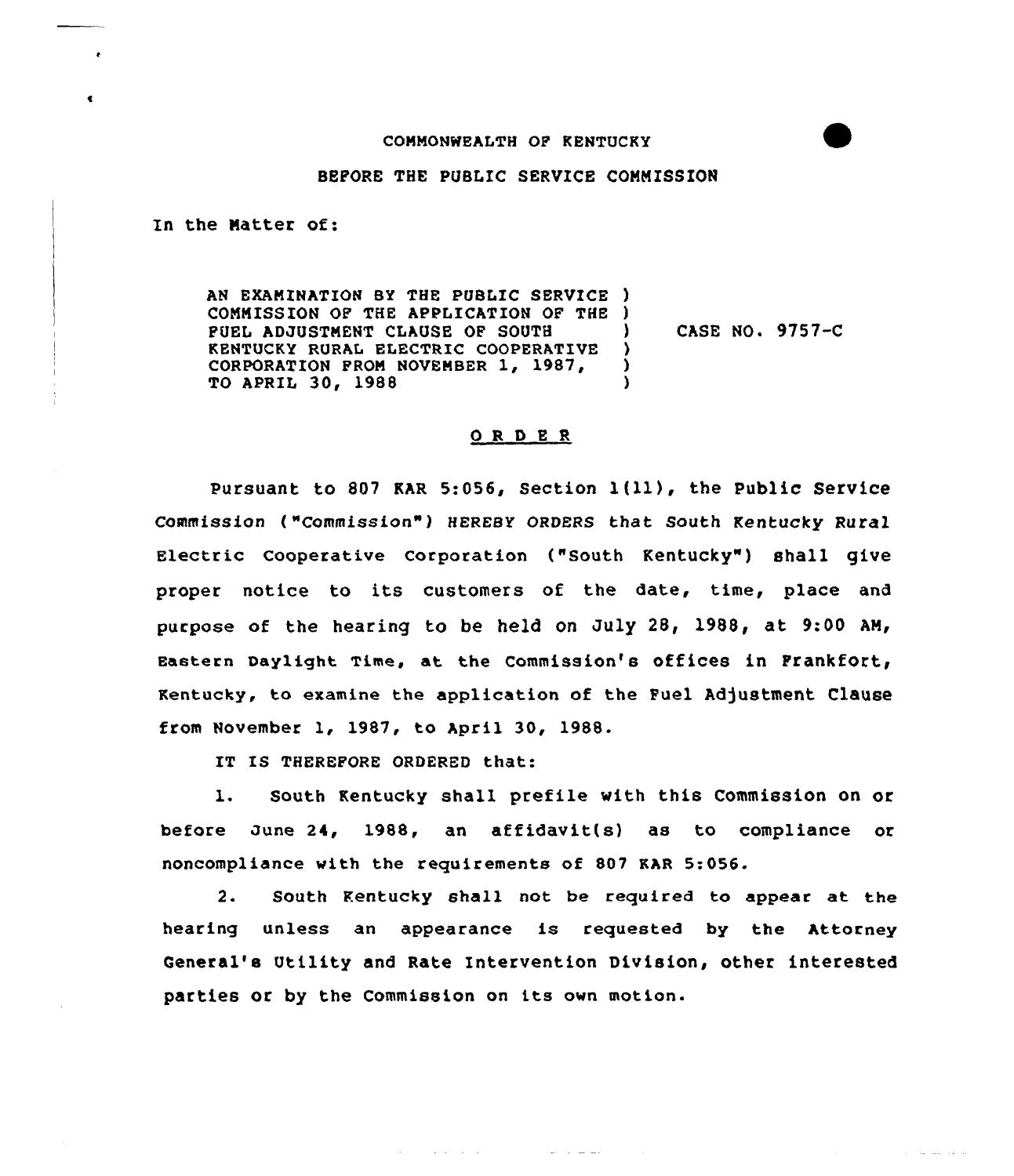COMMONWEALTH OF KENTUCKY

BEFORE THE PUBLIC SERVICE COMMISSION

In the Matter of:

| | | |
|---|---|---|
| AN EXAMINATION BY THE PUBLIC SERVICE COMMISSION OF THE APPLICATION OF THE FUEL ADJUSTMENT CLAUSE OF SOUTH KENTUCKY RURAL ELECTRIC COOPERATIVE CORPORATION FROM NOVEMBER 1, 1987, TO APRIL 30, 1988 | ) | CASE NO. 9757-C |

## O R D E R

Pursuant to 807 KAR 5:056, Section 1(11), the Public Service Commission ("Commission") HEREBY ORDERS that South Kentucky Rural Electric Cooperative Corporation ("South Kentucky") shall give proper notice to its customers of the date, time, place and purpose of the hearing to be held on July 28, 1988, at 9:00 AM, Eastern Daylight Time, at the Commission's offices in Frankfort, Kentucky, to examine the application of the Fuel Adjustment Clause from November 1, 1987, to April 30, 1988.

IT IS THEREFORE ORDERED that:

1. South Kentucky shall prefile with this Commission on or before June 24, 1988, an affidavit(s) as to compliance or noncompliance with the requirements of 807 KAR 5:056.

2. South Kentucky shall not be required to appear at the hearing unless an appearance is requested by the Attorney General's Utility and Rate Intervention Division, other interested parties or by the Commission on its own motion.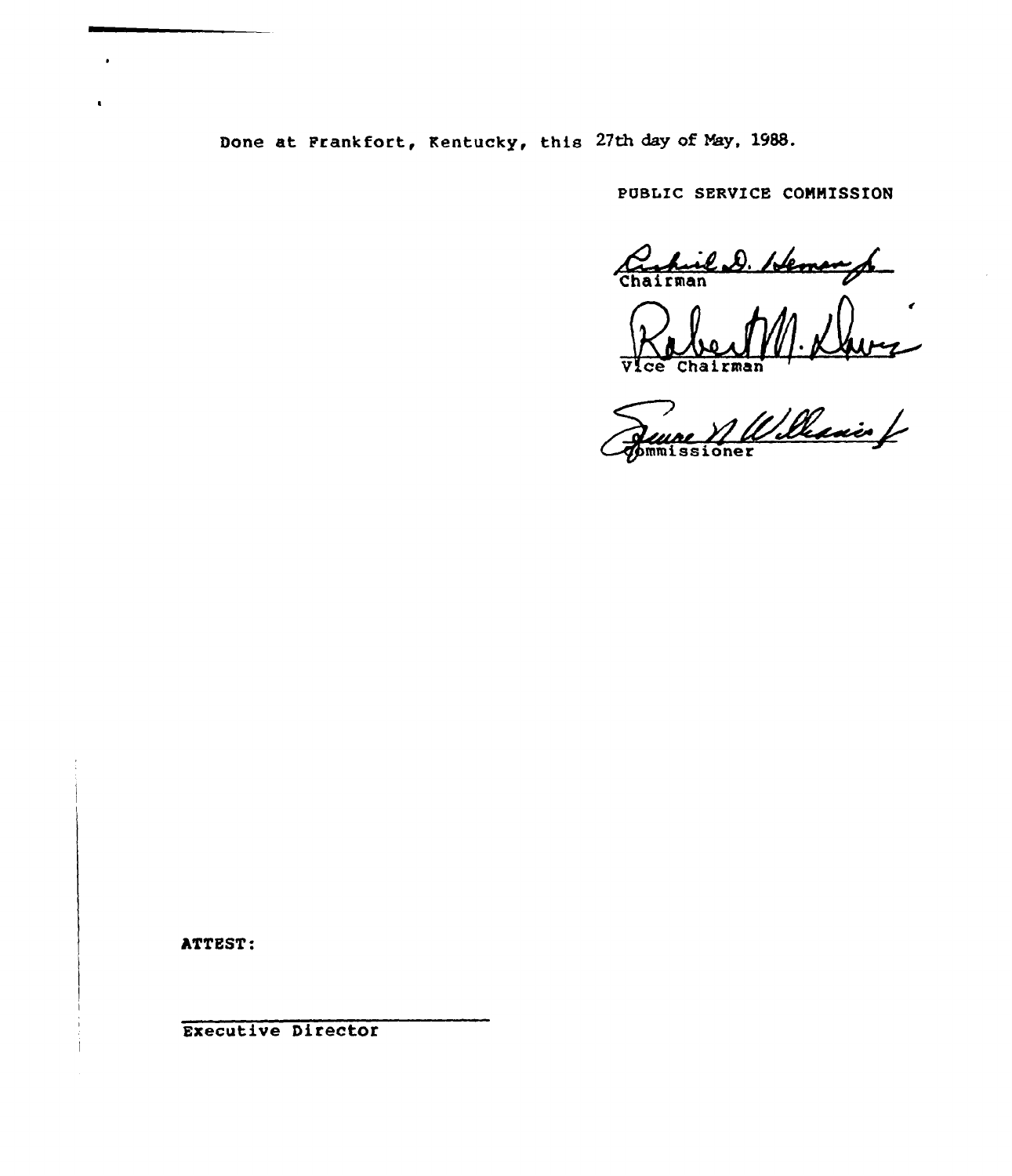Done at Frankfort, Kentucky, this 27th day of May, 1988.

PUBLIC SERVICE COMMISSION

Chairman

Vice Chairman

Commissioner

ATTEST:

Executive Director